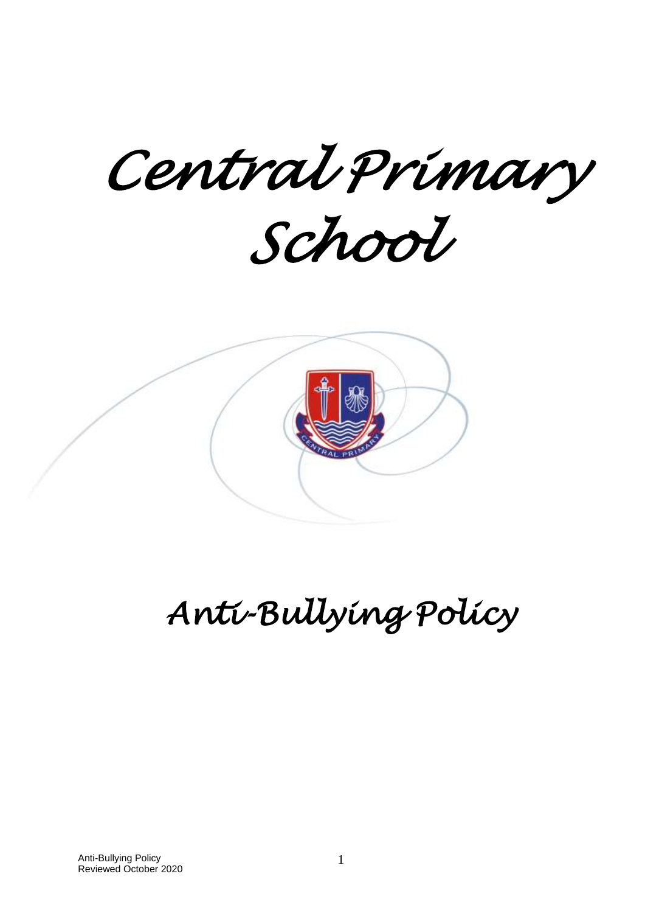# Central Primary School

# Anti-Bullying Policy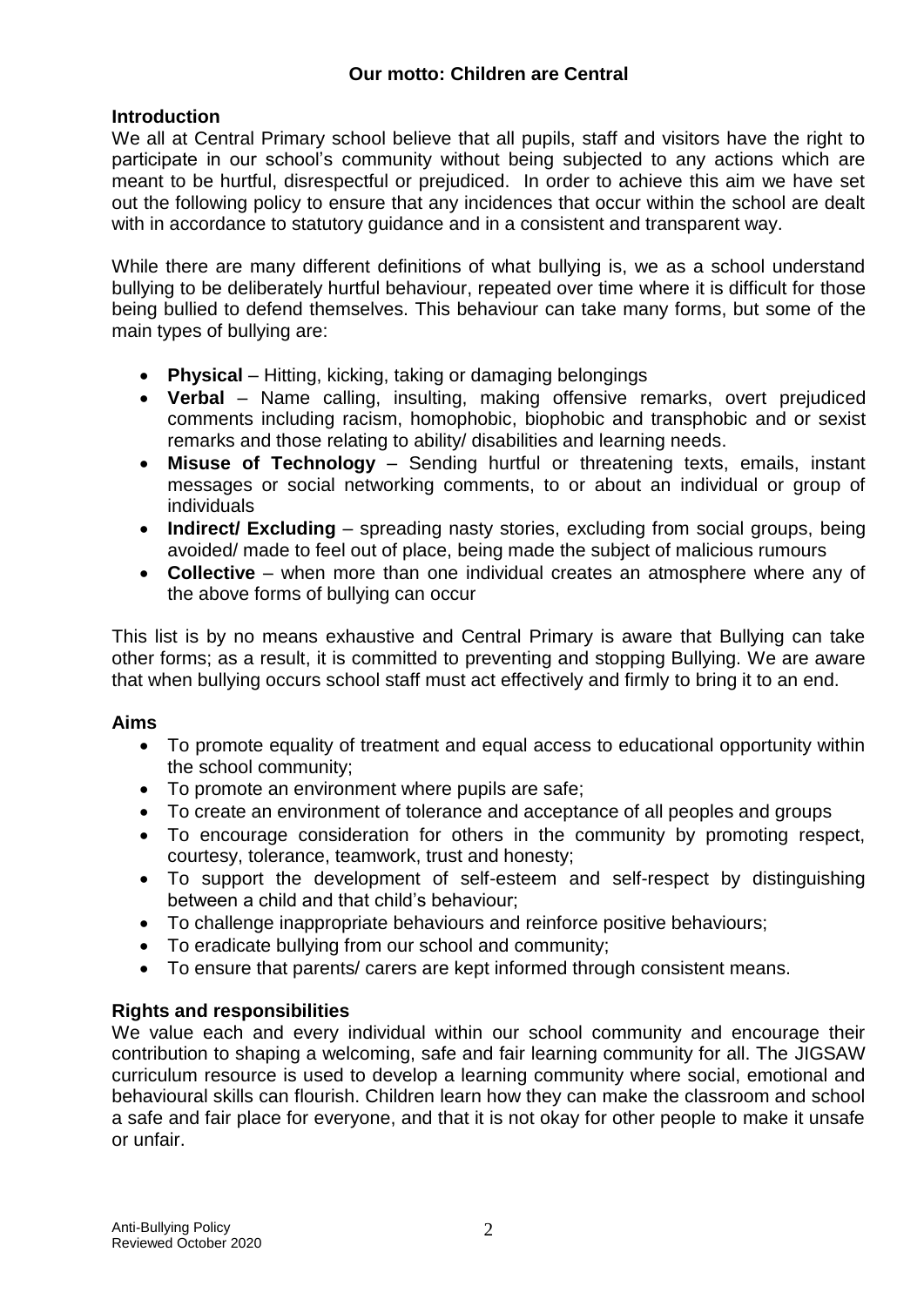**Our motto: Children are Central**

## Introduction

We all at Central Primary school believe that all pupils, staff and visitors have the right to participate in our school's community without being subjected to any actions which are meant to be hurtful, disrespectful or prejudiced. In order to achieve this aim we have set out the following policy to ensure that any incidences that occur within the school are dealt with in accordance to statutory guidance and in a consistent and transparent way.

While there are many different definitions of what bullying is, we as a school understand bullying to be deliberately hurtful behaviour, repeated over time where it is difficult for those being bullied to defend themselves. This behaviour can take many forms, but some of the main types of bullying are:

- **Physical** – Hitting, kicking, taking or damaging belongings
- **Verbal** – Name calling, insulting, making offensive remarks, overt prejudiced comments including racism, homophobic, biophobic and transphobic and or sexist remarks and those relating to ability/ disabilities and learning needs.
- **Misuse of Technology** – Sending hurtful or threatening texts, emails, instant messages or social networking comments, to or about an individual or group of individuals
- **Indirect/ Excluding** – spreading nasty stories, excluding from social groups, being avoided/ made to feel out of place, being made the subject of malicious rumours
- **Collective** – when more than one individual creates an atmosphere where any of the above forms of bullying can occur

This list is by no means exhaustive and Central Primary is aware that Bullying can take other forms; as a result, it is committed to preventing and stopping Bullying. We are aware that when bullying occurs school staff must act effectively and firmly to bring it to an end.

## Aims

- To promote equality of treatment and equal access to educational opportunity within the school community;
- To promote an environment where pupils are safe;
- To create an environment of tolerance and acceptance of all peoples and groups
- To encourage consideration for others in the community by promoting respect, courtesy, tolerance, teamwork, trust and honesty;
- To support the development of self-esteem and self-respect by distinguishing between a child and that child's behaviour;
- To challenge inappropriate behaviours and reinforce positive behaviours;
- To eradicate bullying from our school and community;
- To ensure that parents/ carers are kept informed through consistent means.

## Rights and responsibilities

We value each and every individual within our school community and encourage their contribution to shaping a welcoming, safe and fair learning community for all. The JIGSAW curriculum resource is used to develop a learning community where social, emotional and behavioural skills can flourish. Children learn how they can make the classroom and school a safe and fair place for everyone, and that it is not okay for other people to make it unsafe or unfair.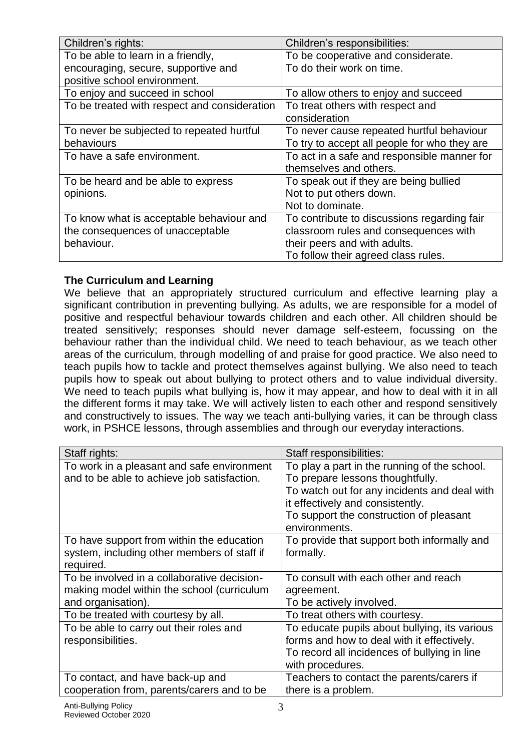| Children's rights: | Children's responsibilities: |
| --- | --- |
| To be able to learn in a friendly, encouraging, secure, supportive and positive school environment. | To be cooperative and considerate.<br>To do their work on time. |
| To enjoy and succeed in school | To allow others to enjoy and succeed |
| To be treated with respect and consideration | To treat others with respect and consideration |
| To never be subjected to repeated hurtful behaviours | To never cause repeated hurtful behaviour<br>To try to accept all people for who they are |
| To have a safe environment. | To act in a safe and responsible manner for themselves and others. |
| To be heard and be able to express opinions. | To speak out if they are being bullied<br>Not to put others down.<br>Not to dominate. |
| To know what is acceptable behaviour and the consequences of unacceptable behaviour. | To contribute to discussions regarding fair classroom rules and consequences with their peers and with adults.<br>To follow their agreed class rules. |

**The Curriculum and Learning**

We believe that an appropriately structured curriculum and effective learning play a significant contribution in preventing bullying. As adults, we are responsible for a model of positive and respectful behaviour towards children and each other. All children should be treated sensitively; responses should never damage self-esteem, focussing on the behaviour rather than the individual child. We need to teach behaviour, as we teach other areas of the curriculum, through modelling of and praise for good practice. We also need to teach pupils how to tackle and protect themselves against bullying. We also need to teach pupils how to speak out about bullying to protect others and to value individual diversity. We need to teach pupils what bullying is, how it may appear, and how to deal with it in all the different forms it may take. We will actively listen to each other and respond sensitively and constructively to issues. The way we teach anti-bullying varies, it can be through class work, in PSHCE lessons, through assemblies and through our everyday interactions.

| Staff rights: | Staff responsibilities: |
| --- | --- |
| To work in a pleasant and safe environment and to be able to achieve job satisfaction. | To play a part in the running of the school.<br>To prepare lessons thoughtfully.<br>To watch out for any incidents and deal with it effectively and consistently.<br>To support the construction of pleasant environments. |
| To have support from within the education system, including other members of staff if required. | To provide that support both informally and formally. |
| To be involved in a collaborative decision-making model within the school (curriculum and organisation). | To consult with each other and reach agreement.<br>To be actively involved. |
| To be treated with courtesy by all. | To treat others with courtesy. |
| To be able to carry out their roles and responsibilities. | To educate pupils about bullying, its various forms and how to deal with it effectively.<br>To record all incidences of bullying in line with procedures. |
| To contact, and have back-up and cooperation from, parents/carers and to be | Teachers to contact the parents/carers if there is a problem. |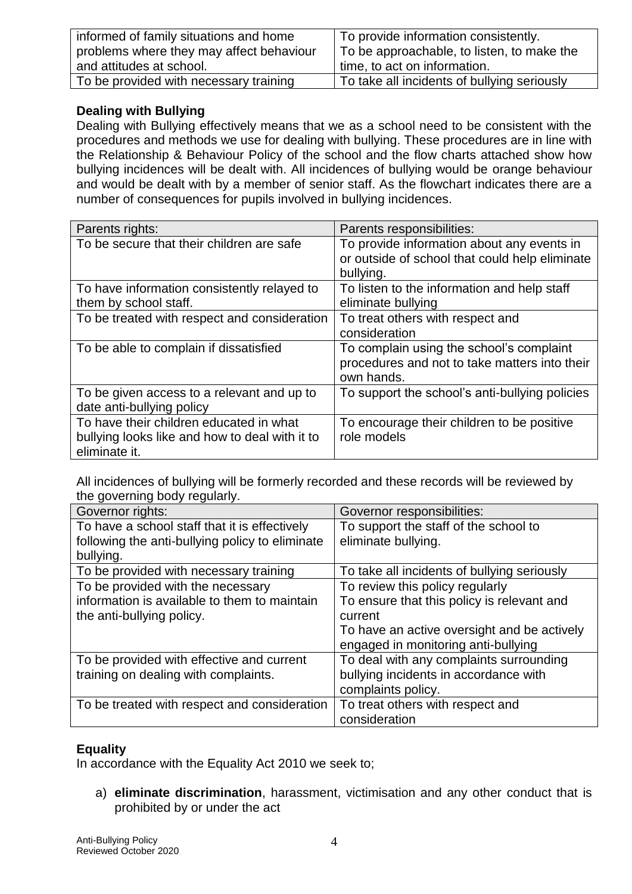| | |
|---|---|
| informed of family situations and home problems where they may affect behaviour and attitudes at school. | To provide information consistently. To be approachable, to listen, to make the time, to act on information. |
| To be provided with necessary training | To take all incidents of bullying seriously |

**Dealing with Bullying**

Dealing with Bullying effectively means that we as a school need to be consistent with the procedures and methods we use for dealing with bullying. These procedures are in line with the Relationship & Behaviour Policy of the school and the flow charts attached show how bullying incidences will be dealt with. All incidences of bullying would be orange behaviour and would be dealt with by a member of senior staff. As the flowchart indicates there are a number of consequences for pupils involved in bullying incidences.

| Parents rights: | Parents responsibilities: |
|---|---|
| To be secure that their children are safe | To provide information about any events in or outside of school that could help eliminate bullying. |
| To have information consistently relayed to them by school staff. | To listen to the information and help staff eliminate bullying |
| To be treated with respect and consideration | To treat others with respect and consideration |
| To be able to complain if dissatisfied | To complain using the school's complaint procedures and not to take matters into their own hands. |
| To be given access to a relevant and up to date anti-bullying policy | To support the school's anti-bullying policies |
| To have their children educated in what bullying looks like and how to deal with it to eliminate it. | To encourage their children to be positive role models |

All incidences of bullying will be formerly recorded and these records will be reviewed by the governing body regularly.

| Governor rights: | Governor responsibilities: |
|---|---|
| To have a school staff that it is effectively following the anti-bullying policy to eliminate bullying. | To support the staff of the school to eliminate bullying. |
| To be provided with necessary training | To take all incidents of bullying seriously |
| To be provided with the necessary information is available to them to maintain the anti-bullying policy. | To review this policy regularly<br>To ensure that this policy is relevant and current<br>To have an active oversight and be actively engaged in monitoring anti-bullying |
| To be provided with effective and current training on dealing with complaints. | To deal with any complaints surrounding bullying incidents in accordance with complaints policy. |
| To be treated with respect and consideration | To treat others with respect and consideration |

**Equality**

In accordance with the Equality Act 2010 we seek to;

a) **eliminate discrimination**, harassment, victimisation and any other conduct that is prohibited by or under the act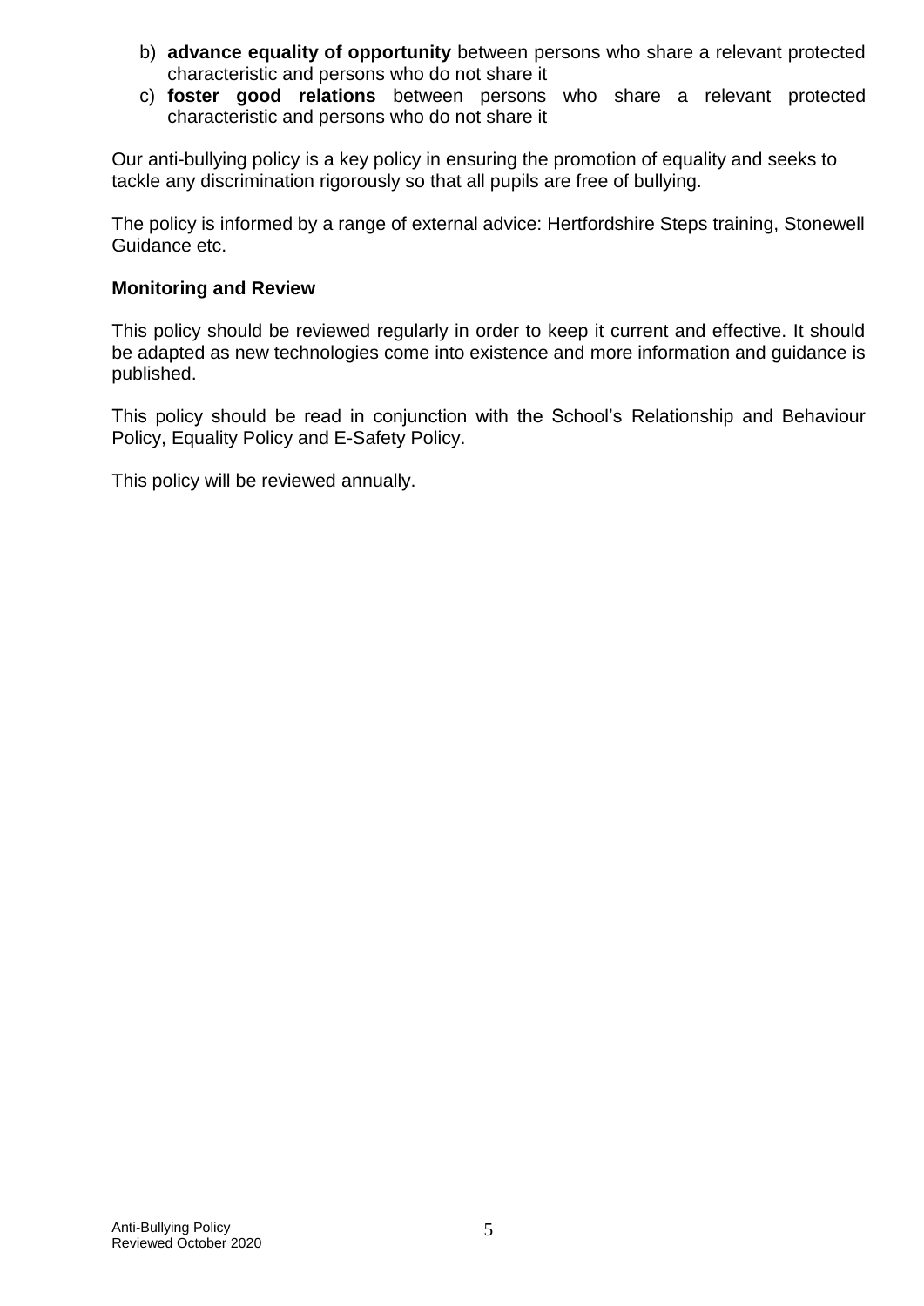b) **advance equality of opportunity** between persons who share a relevant protected characteristic and persons who do not share it
c) **foster good relations** between persons who share a relevant protected characteristic and persons who do not share it

Our anti-bullying policy is a key policy in ensuring the promotion of equality and seeks to tackle any discrimination rigorously so that all pupils are free of bullying.

The policy is informed by a range of external advice: Hertfordshire Steps training, Stonewell Guidance etc.

**Monitoring and Review**

This policy should be reviewed regularly in order to keep it current and effective. It should be adapted as new technologies come into existence and more information and guidance is published.

This policy should be read in conjunction with the School's Relationship and Behaviour Policy, Equality Policy and E-Safety Policy.

This policy will be reviewed annually.